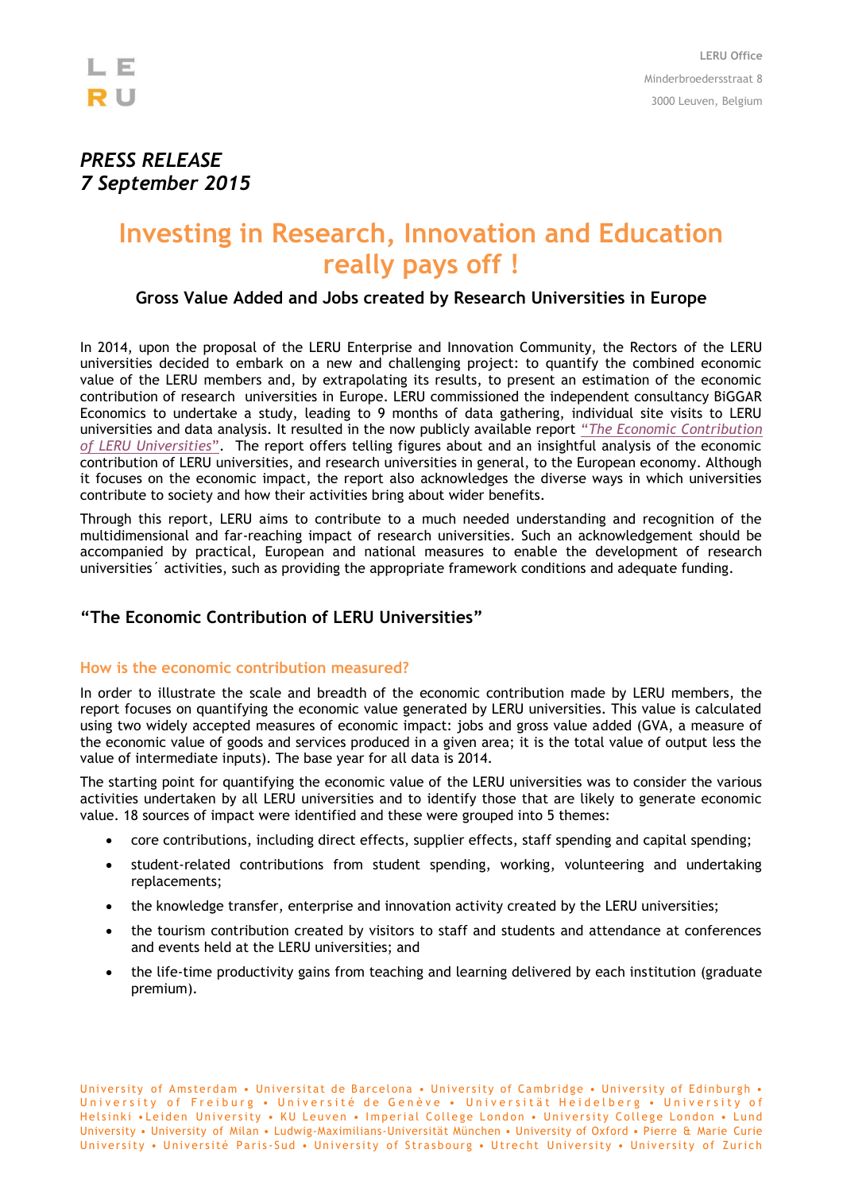LERU Office
Minderbroedersstraat 8
3000 Leuven, Belgium

***PRESS RELEASE***
***7 September 2015***

# Investing in Research, Innovation and Education really pays off !

### Gross Value Added and Jobs created by Research Universities in Europe

In 2014, upon the proposal of the LERU Enterprise and Innovation Community, the Rectors of the LERU universities decided to embark on a new and challenging project: to quantify the combined economic value of the LERU members and, by extrapolating its results, to present an estimation of the economic contribution of research universities in Europe. LERU commissioned the independent consultancy BiGGAR Economics to undertake a study, leading to 9 months of data gathering, individual site visits to LERU universities and data analysis. It resulted in the now publicly available report *"The Economic Contribution of LERU Universities"*. The report offers telling figures about and an insightful analysis of the economic contribution of LERU universities, and research universities in general, to the European economy. Although it focuses on the economic impact, the report also acknowledges the diverse ways in which universities contribute to society and how their activities bring about wider benefits.

Through this report, LERU aims to contribute to a much needed understanding and recognition of the multidimensional and far-reaching impact of research universities. Such an acknowledgement should be accompanied by practical, European and national measures to enable the development of research universities´ activities, such as providing the appropriate framework conditions and adequate funding.

## "The Economic Contribution of LERU Universities"

### How is the economic contribution measured?

In order to illustrate the scale and breadth of the economic contribution made by LERU members, the report focuses on quantifying the economic value generated by LERU universities. This value is calculated using two widely accepted measures of economic impact: jobs and gross value added (GVA, a measure of the economic value of goods and services produced in a given area; it is the total value of output less the value of intermediate inputs). The base year for all data is 2014.

The starting point for quantifying the economic value of the LERU universities was to consider the various activities undertaken by all LERU universities and to identify those that are likely to generate economic value. 18 sources of impact were identified and these were grouped into 5 themes:

- core contributions, including direct effects, supplier effects, staff spending and capital spending;
- student-related contributions from student spending, working, volunteering and undertaking replacements;
- the knowledge transfer, enterprise and innovation activity created by the LERU universities;
- the tourism contribution created by visitors to staff and students and attendance at conferences and events held at the LERU universities; and
- the life-time productivity gains from teaching and learning delivered by each institution (graduate premium).

University of Amsterdam • Universitat de Barcelona • University of Cambridge • University of Edinburgh • University of Freiburg • Université de Genève • Universität Heidelberg • University of Helsinki • Leiden University • KU Leuven • Imperial College London • University College London • Lund University • University of Milan • Ludwig-Maximilians-Universität München • University of Oxford • Pierre & Marie Curie University • Université Paris-Sud • University of Strasbourg • Utrecht University • University of Zurich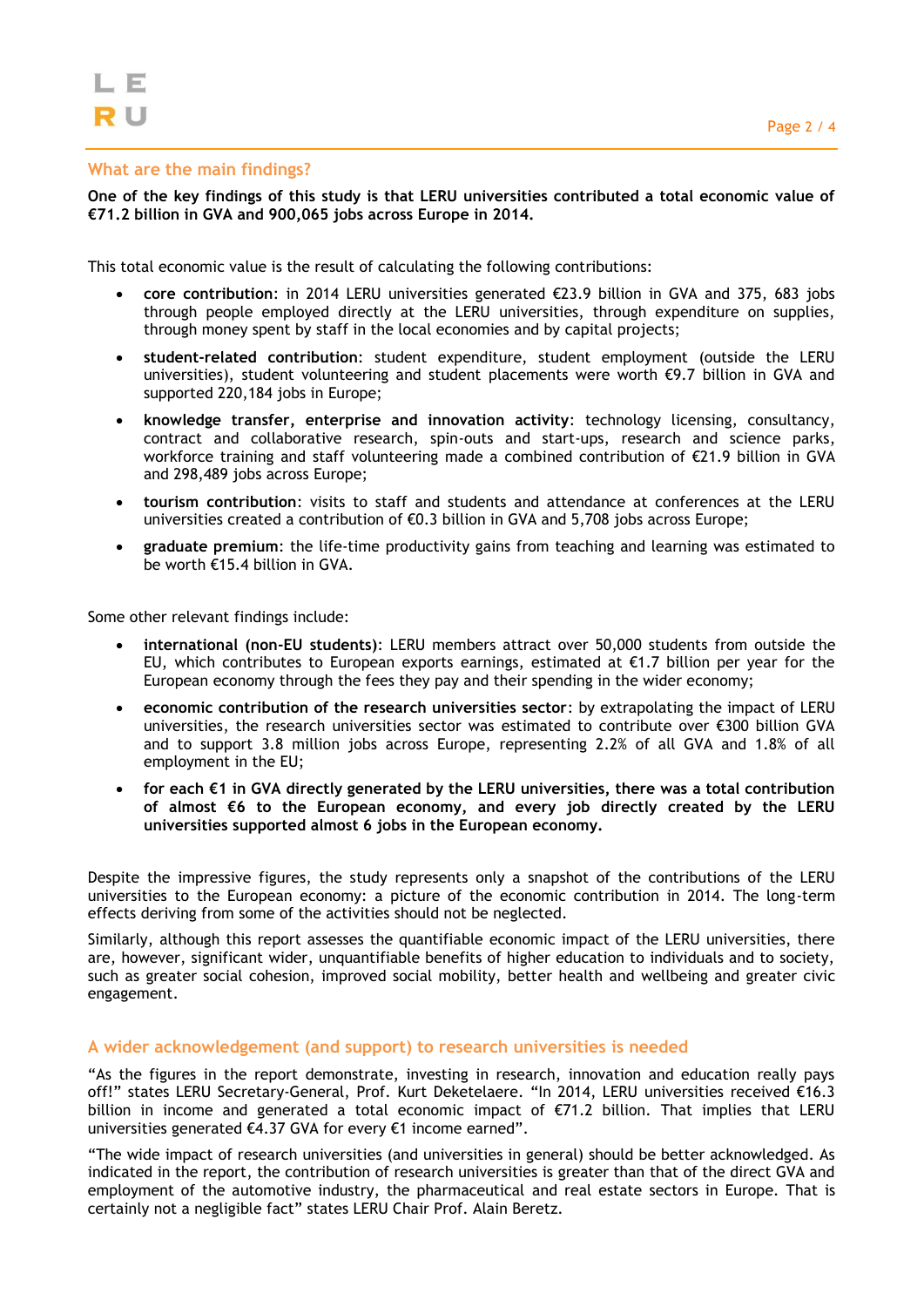## What are the main findings?

**One of the key findings of this study is that LERU universities contributed a total economic value of €71.2 billion in GVA and 900,065 jobs across Europe in 2014.**

This total economic value is the result of calculating the following contributions:

- **core contribution**: in 2014 LERU universities generated €23.9 billion in GVA and 375, 683 jobs through people employed directly at the LERU universities, through expenditure on supplies, through money spent by staff in the local economies and by capital projects;
- **student-related contribution**: student expenditure, student employment (outside the LERU universities), student volunteering and student placements were worth €9.7 billion in GVA and supported 220,184 jobs in Europe;
- **knowledge transfer, enterprise and innovation activity**: technology licensing, consultancy, contract and collaborative research, spin-outs and start-ups, research and science parks, workforce training and staff volunteering made a combined contribution of €21.9 billion in GVA and 298,489 jobs across Europe;
- **tourism contribution**: visits to staff and students and attendance at conferences at the LERU universities created a contribution of €0.3 billion in GVA and 5,708 jobs across Europe;
- **graduate premium**: the life-time productivity gains from teaching and learning was estimated to be worth €15.4 billion in GVA.

Some other relevant findings include:

- **international (non-EU students)**: LERU members attract over 50,000 students from outside the EU, which contributes to European exports earnings, estimated at €1.7 billion per year for the European economy through the fees they pay and their spending in the wider economy;
- **economic contribution of the research universities sector**: by extrapolating the impact of LERU universities, the research universities sector was estimated to contribute over €300 billion GVA and to support 3.8 million jobs across Europe, representing 2.2% of all GVA and 1.8% of all employment in the EU;
- **for each €1 in GVA directly generated by the LERU universities, there was a total contribution of almost €6 to the European economy, and every job directly created by the LERU universities supported almost 6 jobs in the European economy.**

Despite the impressive figures, the study represents only a snapshot of the contributions of the LERU universities to the European economy: a picture of the economic contribution in 2014. The long-term effects deriving from some of the activities should not be neglected.

Similarly, although this report assesses the quantifiable economic impact of the LERU universities, there are, however, significant wider, unquantifiable benefits of higher education to individuals and to society, such as greater social cohesion, improved social mobility, better health and wellbeing and greater civic engagement.

## A wider acknowledgement (and support) to research universities is needed

"As the figures in the report demonstrate, investing in research, innovation and education really pays off!" states LERU Secretary-General, Prof. Kurt Deketelaere. "In 2014, LERU universities received €16.3 billion in income and generated a total economic impact of €71.2 billion. That implies that LERU universities generated €4.37 GVA for every €1 income earned".

"The wide impact of research universities (and universities in general) should be better acknowledged. As indicated in the report, the contribution of research universities is greater than that of the direct GVA and employment of the automotive industry, the pharmaceutical and real estate sectors in Europe. That is certainly not a negligible fact" states LERU Chair Prof. Alain Beretz.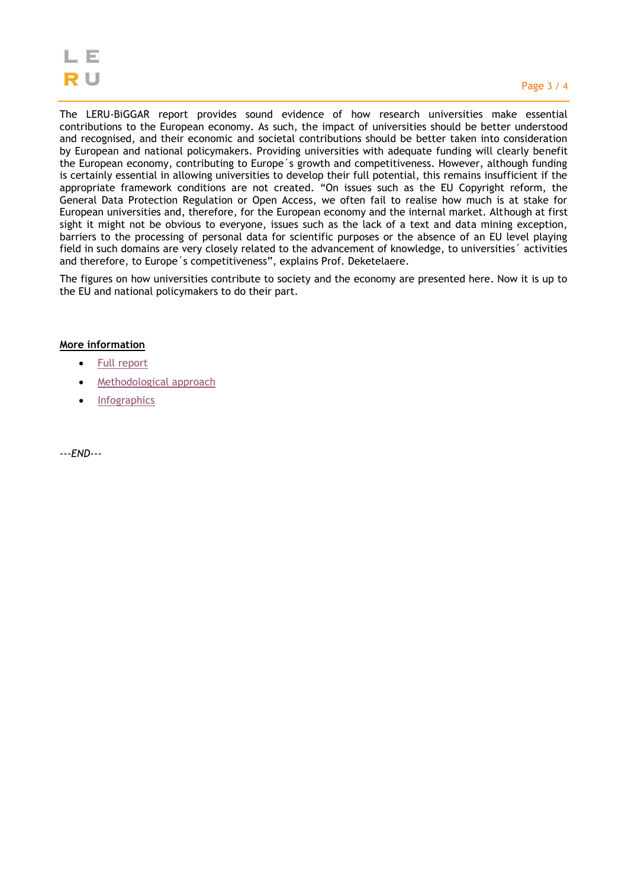The LERU-BiGGAR report provides sound evidence of how research universities make essential contributions to the European economy. As such, the impact of universities should be better understood and recognised, and their economic and societal contributions should be better taken into consideration by European and national policymakers. Providing universities with adequate funding will clearly benefit the European economy, contributing to Europe´s growth and competitiveness. However, although funding is certainly essential in allowing universities to develop their full potential, this remains insufficient if the appropriate framework conditions are not created. "On issues such as the EU Copyright reform, the General Data Protection Regulation or Open Access, we often fail to realise how much is at stake for European universities and, therefore, for the European economy and the internal market. Although at first sight it might not be obvious to everyone, issues such as the lack of a text and data mining exception, barriers to the processing of personal data for scientific purposes or the absence of an EU level playing field in such domains are very closely related to the advancement of knowledge, to universities´ activities and therefore, to Europe´s competitiveness", explains Prof. Deketelaere.

The figures on how universities contribute to society and the economy are presented here. Now it is up to the EU and national policymakers to do their part.

**More information**

- Full report
- Methodological approach
- Infographics

*---END---*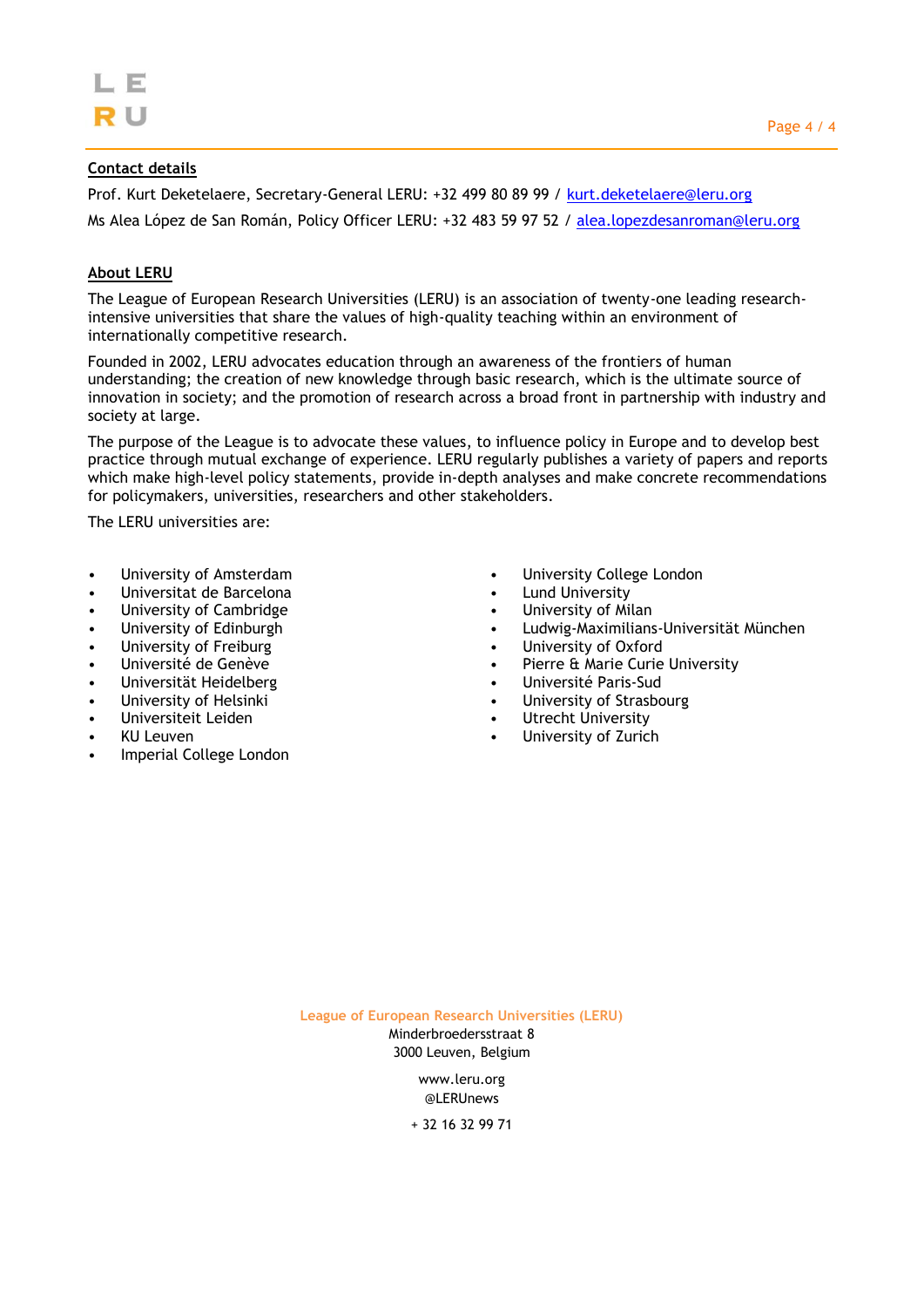## Contact details

Prof. Kurt Deketelaere, Secretary-General LERU: +32 499 80 89 99 / kurt.deketelaere@leru.org

Ms Alea López de San Román, Policy Officer LERU: +32 483 59 97 52 / alea.lopezdesanroman@leru.org

## About LERU

The League of European Research Universities (LERU) is an association of twenty-one leading research-intensive universities that share the values of high-quality teaching within an environment of internationally competitive research.

Founded in 2002, LERU advocates education through an awareness of the frontiers of human understanding; the creation of new knowledge through basic research, which is the ultimate source of innovation in society; and the promotion of research across a broad front in partnership with industry and society at large.

The purpose of the League is to advocate these values, to influence policy in Europe and to develop best practice through mutual exchange of experience. LERU regularly publishes a variety of papers and reports which make high-level policy statements, provide in-depth analyses and make concrete recommendations for policymakers, universities, researchers and other stakeholders.

The LERU universities are:

- University of Amsterdam
- Universitat de Barcelona
- University of Cambridge
- University of Edinburgh
- University of Freiburg
- Université de Genève
- Universität Heidelberg
- University of Helsinki
- Universiteit Leiden
- KU Leuven
- Imperial College London
- University College London
- Lund University
- University of Milan
- Ludwig-Maximilians-Universität München
- University of Oxford
- Pierre & Marie Curie University
- Université Paris-Sud
- University of Strasbourg
- Utrecht University
- University of Zurich

League of European Research Universities (LERU)
Minderbroedersstraat 8
3000 Leuven, Belgium

www.leru.org
@LERUnews

+ 32 16 32 99 71